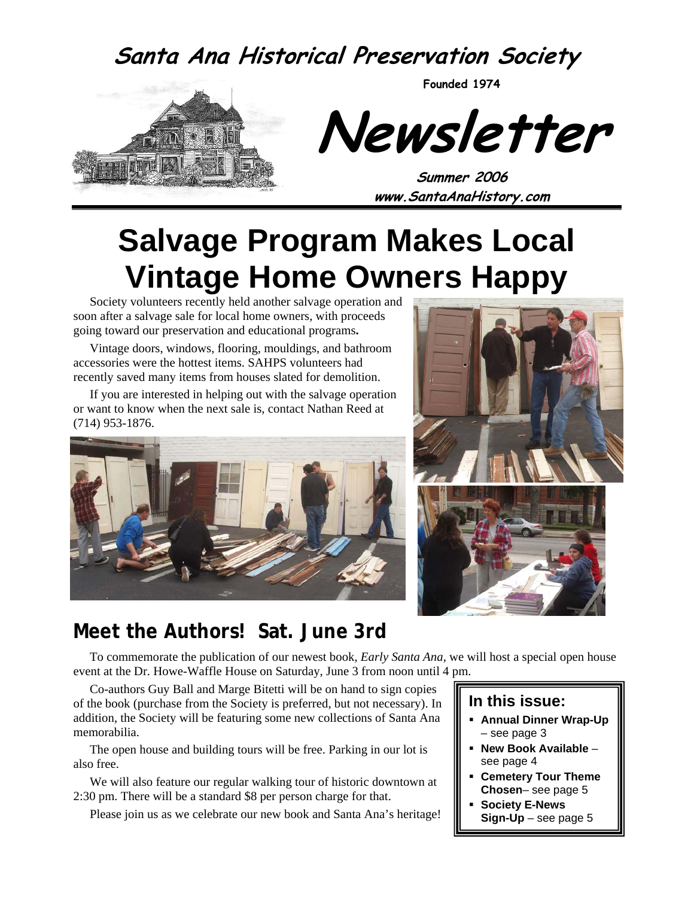# Santa Ana Historical Preservation Society

**Founded 1974**

# Newsletter

**Summer 2006**
**www.SantaAnaHistory.com**

# Salvage Program Makes Local Vintage Home Owners Happy

Society volunteers recently held another salvage operation and soon after a salvage sale for local home owners, with proceeds going toward our preservation and educational programs**.**

Vintage doors, windows, flooring, mouldings, and bathroom accessories were the hottest items. SAHPS volunteers had recently saved many items from houses slated for demolition.

If you are interested in helping out with the salvage operation or want to know when the next sale is, contact Nathan Reed at (714) 953-1876.

## Meet the Authors! Sat. June 3rd

To commemorate the publication of our newest book, *Early Santa Ana*, we will host a special open house event at the Dr. Howe-Waffle House on Saturday, June 3 from noon until 4 pm.

Co-authors Guy Ball and Marge Bitetti will be on hand to sign copies of the book (purchase from the Society is preferred, but not necessary). In addition, the Society will be featuring some new collections of Santa Ana memorabilia.

The open house and building tours will be free. Parking in our lot is also free.

We will also feature our regular walking tour of historic downtown at 2:30 pm. There will be a standard $8 per person charge for that.

Please join us as we celebrate our new book and Santa Ana's heritage!

### In this issue:

- **Annual Dinner Wrap-Up** – see page 3
- **New Book Available** – see page 4
- **Cemetery Tour Theme Chosen**– see page 5
- **Society E-News Sign-Up** – see page 5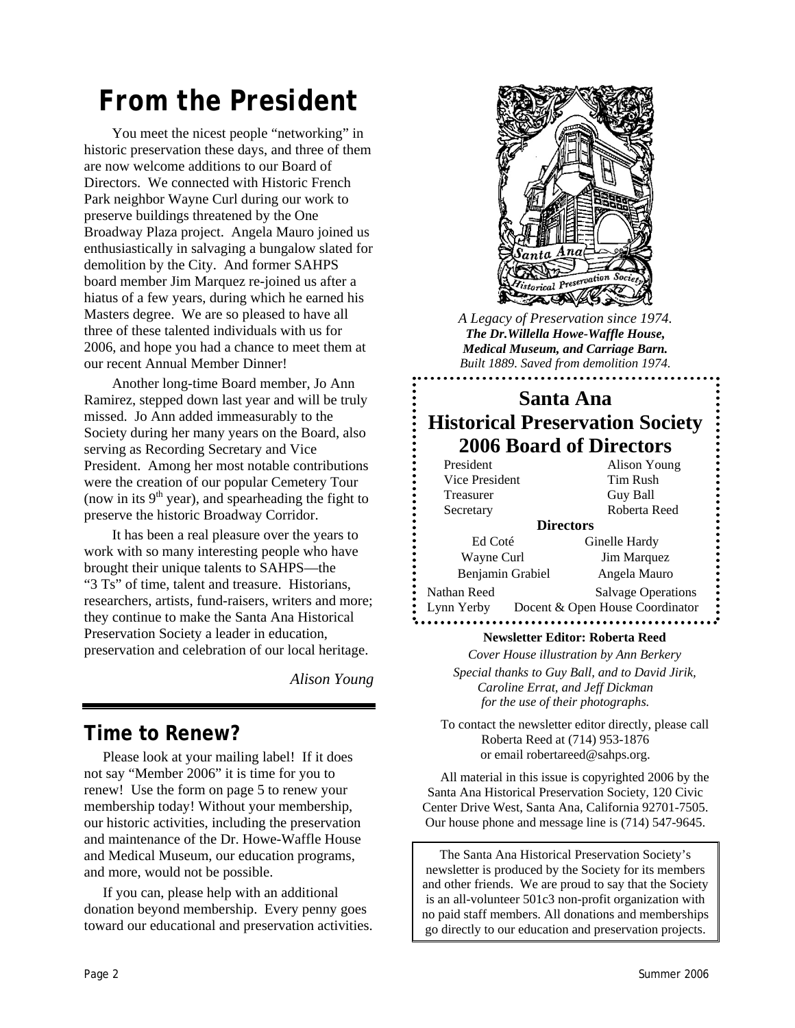# From the President

You meet the nicest people "networking" in historic preservation these days, and three of them are now welcome additions to our Board of Directors. We connected with Historic French Park neighbor Wayne Curl during our work to preserve buildings threatened by the One Broadway Plaza project. Angela Mauro joined us enthusiastically in salvaging a bungalow slated for demolition by the City. And former SAHPS board member Jim Marquez re-joined us after a hiatus of a few years, during which he earned his Masters degree. We are so pleased to have all three of these talented individuals with us for 2006, and hope you had a chance to meet them at our recent Annual Member Dinner!

Another long-time Board member, Jo Ann Ramirez, stepped down last year and will be truly missed. Jo Ann added immeasurably to the Society during her many years on the Board, also serving as Recording Secretary and Vice President. Among her most notable contributions were the creation of our popular Cemetery Tour (now in its 9th year), and spearheading the fight to preserve the historic Broadway Corridor.

It has been a real pleasure over the years to work with so many interesting people who have brought their unique talents to SAHPS—the "3 Ts" of time, talent and treasure. Historians, researchers, artists, fund-raisers, writers and more; they continue to make the Santa Ana Historical Preservation Society a leader in education, preservation and celebration of our local heritage.

*Alison Young*

## Time to Renew?

Please look at your mailing label! If it does not say "Member 2006" it is time for you to renew! Use the form on page 5 to renew your membership today! Without your membership, our historic activities, including the preservation and maintenance of the Dr. Howe-Waffle House and Medical Museum, our education programs, and more, would not be possible.

If you can, please help with an additional donation beyond membership. Every penny goes toward our educational and preservation activities.

*A Legacy of Preservation since 1974.*
***The Dr.Willella Howe-Waffle House, Medical Museum, and Carriage Barn.***
*Built 1889. Saved from demolition 1974.*

## Santa Ana Historical Preservation Society 2006 Board of Directors

| | |
|---|---|
| President | Alison Young |
| Vice President | Tim Rush |
| Treasurer | Guy Ball |
| Secretary | Roberta Reed |

**Directors**

| | |
|---|---|
| Ed Coté | Ginelle Hardy |
| Wayne Curl | Jim Marquez |
| Benjamin Grabiel | Angela Mauro |
| Nathan Reed | Salvage Operations |
| Lynn Yerby | Docent & Open House Coordinator |

**Newsletter Editor: Roberta Reed**

*Cover House illustration by Ann Berkery*

*Special thanks to Guy Ball, and to David Jirik, Caroline Errat, and Jeff Dickman for the use of their photographs.*

To contact the newsletter editor directly, please call Roberta Reed at (714) 953-1876 or email robertareed@sahps.org.

All material in this issue is copyrighted 2006 by the Santa Ana Historical Preservation Society, 120 Civic Center Drive West, Santa Ana, California 92701-7505. Our house phone and message line is (714) 547-9645.

The Santa Ana Historical Preservation Society's newsletter is produced by the Society for its members and other friends. We are proud to say that the Society is an all-volunteer 501c3 non-profit organization with no paid staff members. All donations and memberships go directly to our education and preservation projects.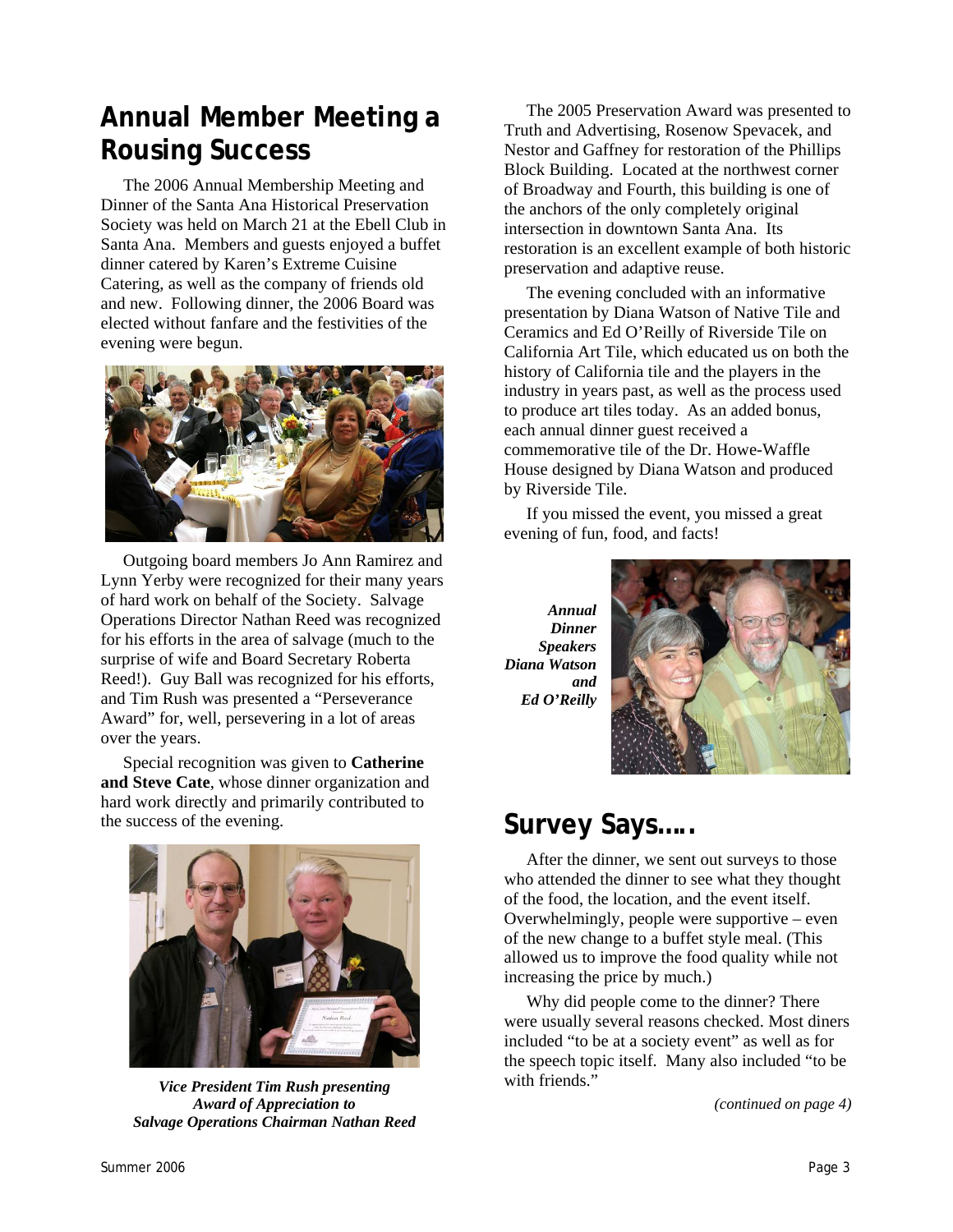## Annual Member Meeting a Rousing Success

The 2006 Annual Membership Meeting and Dinner of the Santa Ana Historical Preservation Society was held on March 21 at the Ebell Club in Santa Ana. Members and guests enjoyed a buffet dinner catered by Karen's Extreme Cuisine Catering, as well as the company of friends old and new. Following dinner, the 2006 Board was elected without fanfare and the festivities of the evening were begun.

Outgoing board members Jo Ann Ramirez and Lynn Yerby were recognized for their many years of hard work on behalf of the Society. Salvage Operations Director Nathan Reed was recognized for his efforts in the area of salvage (much to the surprise of wife and Board Secretary Roberta Reed!). Guy Ball was recognized for his efforts, and Tim Rush was presented a "Perseverance Award" for, well, persevering in a lot of areas over the years.

Special recognition was given to **Catherine and Steve Cate**, whose dinner organization and hard work directly and primarily contributed to the success of the evening.

***Vice President Tim Rush presenting Award of Appreciation to Salvage Operations Chairman Nathan Reed***

The 2005 Preservation Award was presented to Truth and Advertising, Rosenow Spevacek, and Nestor and Gaffney for restoration of the Phillips Block Building. Located at the northwest corner of Broadway and Fourth, this building is one of the anchors of the only completely original intersection in downtown Santa Ana. Its restoration is an excellent example of both historic preservation and adaptive reuse.

The evening concluded with an informative presentation by Diana Watson of Native Tile and Ceramics and Ed O'Reilly of Riverside Tile on California Art Tile, which educated us on both the history of California tile and the players in the industry in years past, as well as the process used to produce art tiles today. As an added bonus, each annual dinner guest received a commemorative tile of the Dr. Howe-Waffle House designed by Diana Watson and produced by Riverside Tile.

If you missed the event, you missed a great evening of fun, food, and facts!

***Annual Dinner Speakers Diana Watson and Ed O'Reilly***

## Survey Says.....

After the dinner, we sent out surveys to those who attended the dinner to see what they thought of the food, the location, and the event itself. Overwhelmingly, people were supportive – even of the new change to a buffet style meal. (This allowed us to improve the food quality while not increasing the price by much.)

Why did people come to the dinner? There were usually several reasons checked. Most diners included "to be at a society event" as well as for the speech topic itself. Many also included "to be with friends."

*(continued on page 4)*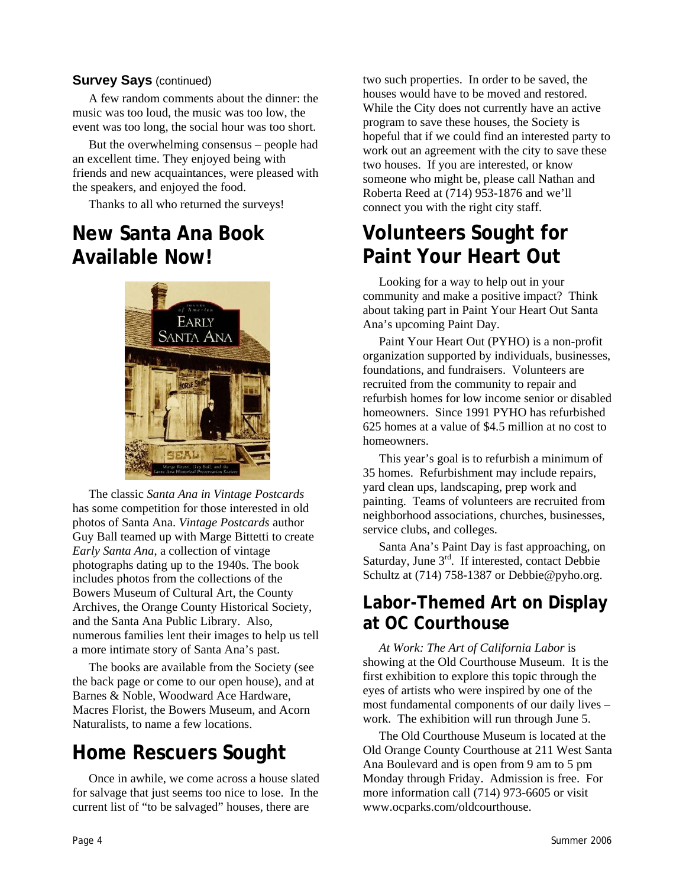**Survey Says** (continued)

A few random comments about the dinner: the music was too loud, the music was too low, the event was too long, the social hour was too short.

But the overwhelming consensus – people had an excellent time. They enjoyed being with friends and new acquaintances, were pleased with the speakers, and enjoyed the food.

Thanks to all who returned the surveys!

## New Santa Ana Book Available Now!

The classic *Santa Ana in Vintage Postcards* has some competition for those interested in old photos of Santa Ana. *Vintage Postcards* author Guy Ball teamed up with Marge Bittetti to create *Early Santa Ana*, a collection of vintage photographs dating up to the 1940s. The book includes photos from the collections of the Bowers Museum of Cultural Art, the County Archives, the Orange County Historical Society, and the Santa Ana Public Library. Also, numerous families lent their images to help us tell a more intimate story of Santa Ana's past.

The books are available from the Society (see the back page or come to our open house), and at Barnes & Noble, Woodward Ace Hardware, Macres Florist, the Bowers Museum, and Acorn Naturalists, to name a few locations.

## Home Rescuers Sought

Once in awhile, we come across a house slated for salvage that just seems too nice to lose. In the current list of "to be salvaged" houses, there are two such properties. In order to be saved, the houses would have to be moved and restored. While the City does not currently have an active program to save these houses, the Society is hopeful that if we could find an interested party to work out an agreement with the city to save these two houses. If you are interested, or know someone who might be, please call Nathan and Roberta Reed at (714) 953-1876 and we'll connect you with the right city staff.

## Volunteers Sought for Paint Your Heart Out

Looking for a way to help out in your community and make a positive impact? Think about taking part in Paint Your Heart Out Santa Ana's upcoming Paint Day.

Paint Your Heart Out (PYHO) is a non-profit organization supported by individuals, businesses, foundations, and fundraisers. Volunteers are recruited from the community to repair and refurbish homes for low income senior or disabled homeowners. Since 1991 PYHO has refurbished 625 homes at a value of $4.5 million at no cost to homeowners.

This year's goal is to refurbish a minimum of 35 homes. Refurbishment may include repairs, yard clean ups, landscaping, prep work and painting. Teams of volunteers are recruited from neighborhood associations, churches, businesses, service clubs, and colleges.

Santa Ana's Paint Day is fast approaching, on Saturday, June 3rd. If interested, contact Debbie Schultz at (714) 758-1387 or Debbie@pyho.org.

## Labor-Themed Art on Display at OC Courthouse

*At Work: The Art of California Labor* is showing at the Old Courthouse Museum. It is the first exhibition to explore this topic through the eyes of artists who were inspired by one of the most fundamental components of our daily lives – work. The exhibition will run through June 5.

The Old Courthouse Museum is located at the Old Orange County Courthouse at 211 West Santa Ana Boulevard and is open from 9 am to 5 pm Monday through Friday. Admission is free. For more information call (714) 973-6605 or visit www.ocparks.com/oldcourthouse.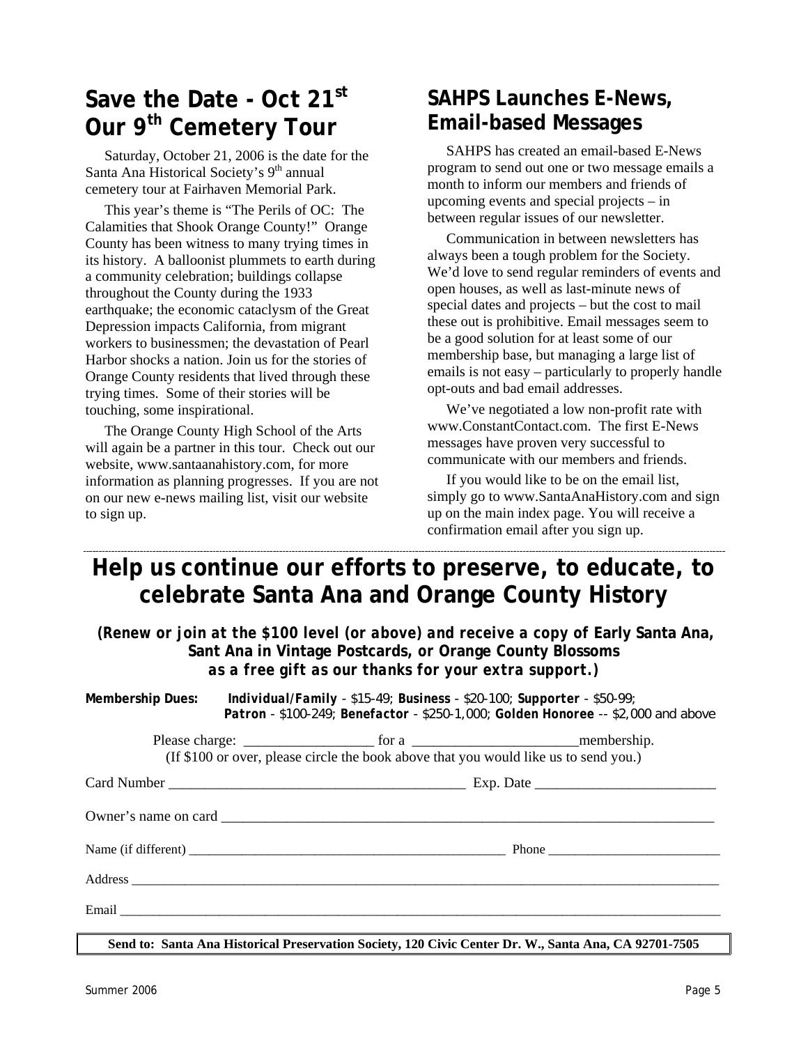## Save the Date - Oct 21st Our 9th Cemetery Tour

Saturday, October 21, 2006 is the date for the Santa Ana Historical Society's 9th annual cemetery tour at Fairhaven Memorial Park.

This year's theme is "The Perils of OC: The Calamities that Shook Orange County!" Orange County has been witness to many trying times in its history. A balloonist plummets to earth during a community celebration; buildings collapse throughout the County during the 1933 earthquake; the economic cataclysm of the Great Depression impacts California, from migrant workers to businessmen; the devastation of Pearl Harbor shocks a nation. Join us for the stories of Orange County residents that lived through these trying times. Some of their stories will be touching, some inspirational.

The Orange County High School of the Arts will again be a partner in this tour. Check out our website, www.santaanahistory.com, for more information as planning progresses. If you are not on our new e-news mailing list, visit our website to sign up.

## SAHPS Launches E-News, Email-based Messages

SAHPS has created an email-based E-News program to send out one or two message emails a month to inform our members and friends of upcoming events and special projects – in between regular issues of our newsletter.

Communication in between newsletters has always been a tough problem for the Society. We'd love to send regular reminders of events and open houses, as well as last-minute news of special dates and projects – but the cost to mail these out is prohibitive. Email messages seem to be a good solution for at least some of our membership base, but managing a large list of emails is not easy – particularly to properly handle opt-outs and bad email addresses.

We've negotiated a low non-profit rate with www.ConstantContact.com. The first E-News messages have proven very successful to communicate with our members and friends.

If you would like to be on the email list, simply go to www.SantaAnaHistory.com and sign up on the main index page. You will receive a confirmation email after you sign up.

---

## Help us continue our efforts to preserve, to educate, to celebrate Santa Ana and Orange County History

***(Renew or join at the $100 level (or above) and receive a copy of Early Santa Ana, Sant Ana in Vintage Postcards, or Orange County Blossoms as a free gift as our thanks for your extra support.)***

**Membership Dues:** ***Individual/Family*** - $15-49; **Business** - $20-100; **Supporter** - $50-99; ***Patron*** - $100-249; **Benefactor** - $250-1,000; **Golden Honoree** -- $2,000 and above

Please charge: __________________ for a _______________________membership.
(If $100 or over, please circle the book above that you would like us to send you.)

Card Number __________________________________________ Exp. Date _________________________

Owner's name on card ________________________________________________________________________

Name (if different) __________________________________________________ Phone __________________________

Address ______________________________________________________________________________________

Email _________________________________________________________________________________________

**Send to: Santa Ana Historical Preservation Society, 120 Civic Center Dr. W., Santa Ana, CA 92701-7505**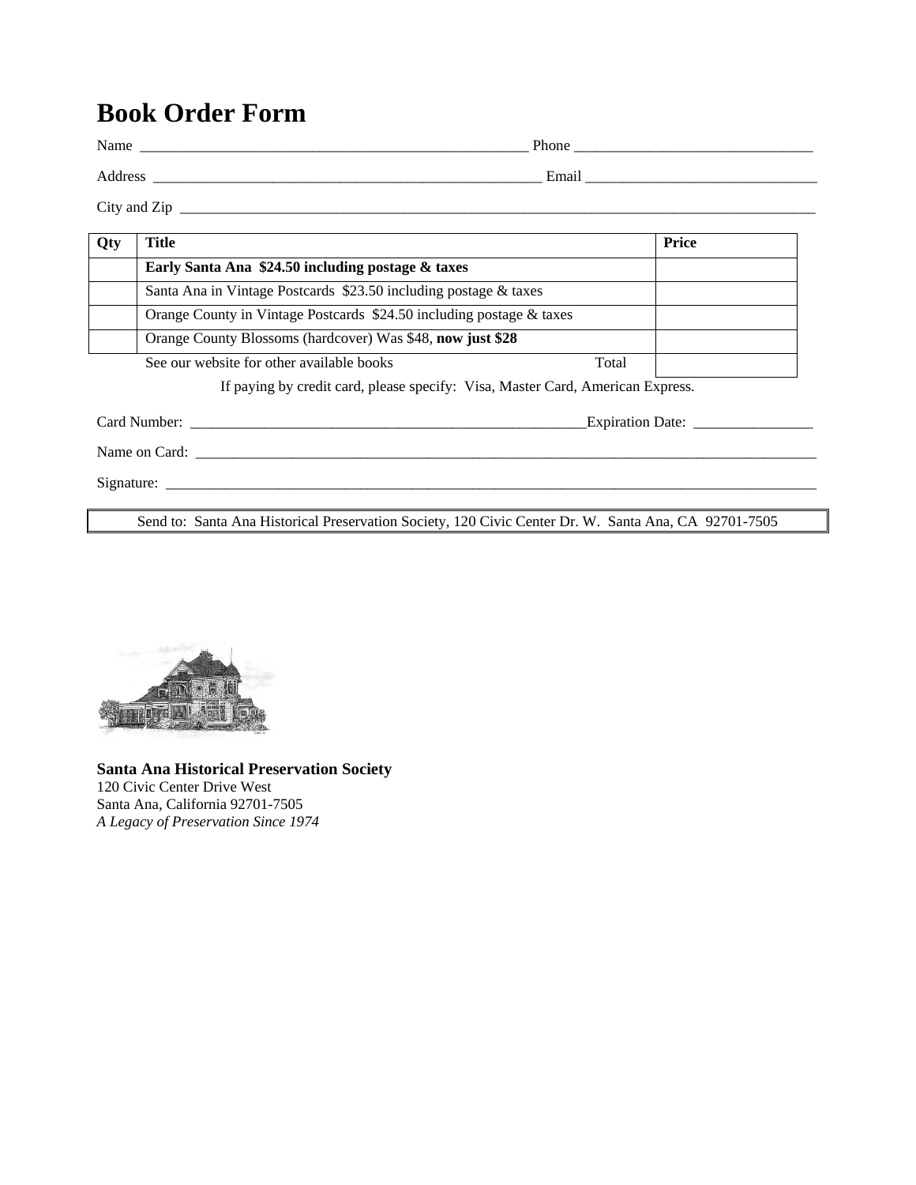# Book Order Form

Name ____________________________________________________ Phone ________________________________

Address ____________________________________________________ Email ________________________________

City and Zip ________________________________________________________________________________________

| Qty | Title | Price |
|---|---|---|
| | **Early Santa Ana $24.50 including postage & taxes** | |
| | Santa Ana in Vintage Postcards $23.50 including postage & taxes | |
| | Orange County in Vintage Postcards $24.50 including postage & taxes | |
| | Orange County Blossoms (hardcover) Was $48, **now just $28** | |
| | See our website for other available books Total | |

If paying by credit card, please specify: Visa, Master Card, American Express.

Card Number: ______________________________________________________Expiration Date: ________________

Name on Card: ______________________________________________________________________________________

Signature: _________________________________________________________________________________________

Send to: Santa Ana Historical Preservation Society, 120 Civic Center Dr. W. Santa Ana, CA 92701-7505

**Santa Ana Historical Preservation Society**
120 Civic Center Drive West
Santa Ana, California 92701-7505
*A Legacy of Preservation Since 1974*